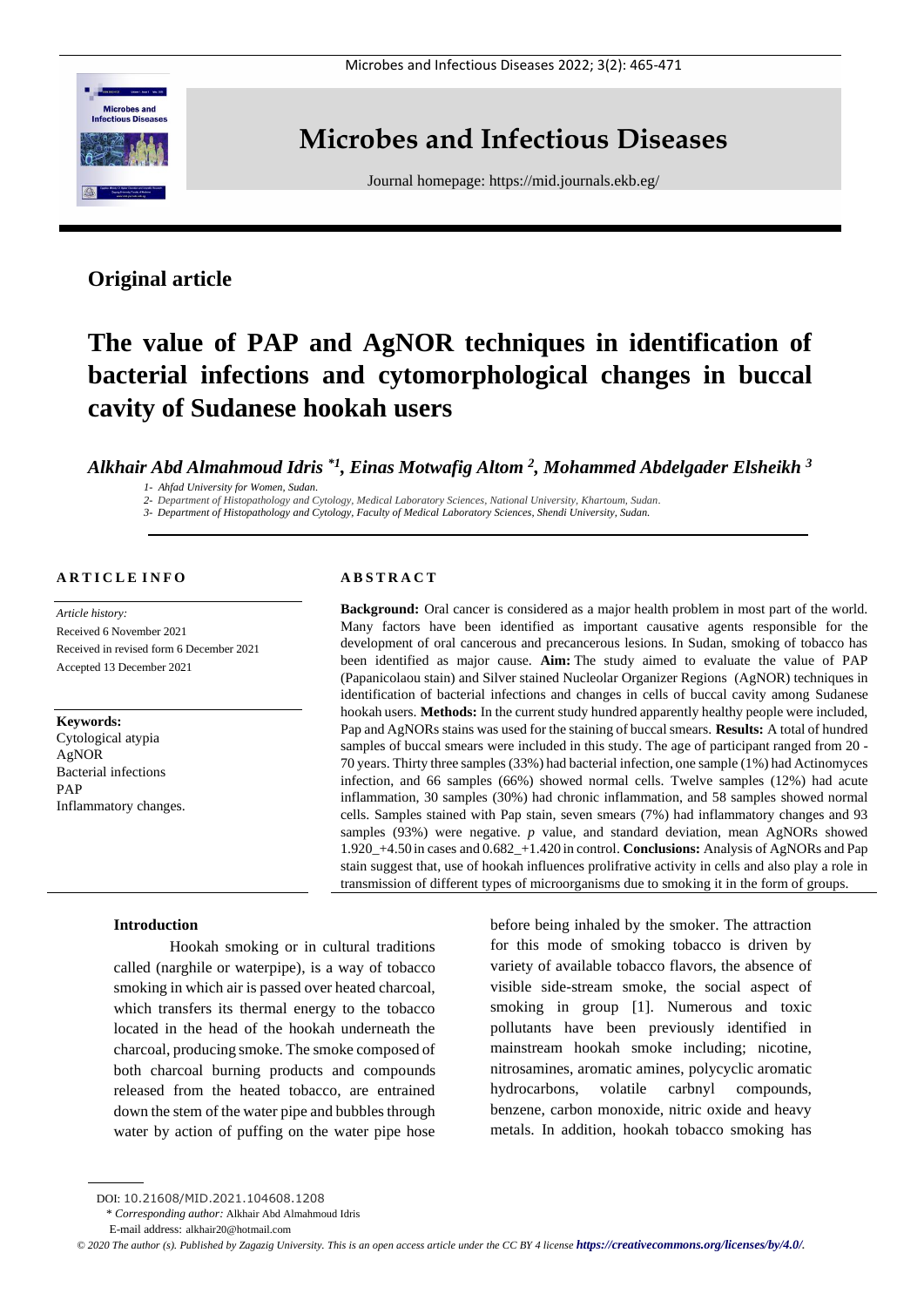# Microbes and Infectious Diseases

Journal homepage: https://mid.journals.ekb.eg/

## Original article

# The value of PAP and AgNOR techniques in identification of bacterial infections and cytomorphological changes in buccal cavity of Sudanese hookah users

***Alkhair Abd Almahmoud Idris* [*1], Einas Motwafig Altom [2], Mohammed Abdelgader Elsheikh [3]***

*1- Ahfad University for Women, Sudan.*
*2- Department of Histopathology and Cytology, Medical Laboratory Sciences, National University, Khartoum, Sudan.*
*3- Department of Histopathology and Cytology, Faculty of Medical Laboratory Sciences, Shendi University, Sudan.*

### ARTICLE INFO

*Article history:*
Received 6 November 2021
Received in revised form 6 December 2021
Accepted 13 December 2021

**Keywords:**
Cytological atypia
AgNOR
Bacterial infections
PAP
Inflammatory changes.

### ABSTRACT

**Background:** Oral cancer is considered as a major health problem in most part of the world. Many factors have been identified as important causative agents responsible for the development of oral cancerous and precancerous lesions. In Sudan, smoking of tobacco has been identified as major cause. **Aim:** The study aimed to evaluate the value of PAP (Papanicolaou stain) and Silver stained Nucleolar Organizer Regions (AgNOR) techniques in identification of bacterial infections and changes in cells of buccal cavity among Sudanese hookah users. **Methods:** In the current study hundred apparently healthy people were included, Pap and AgNORs stains was used for the staining of buccal smears. **Results:** A total of hundred samples of buccal smears were included in this study. The age of participant ranged from 20 - 70 years. Thirty three samples (33%) had bacterial infection, one sample (1%) had Actinomyces infection, and 66 samples (66%) showed normal cells. Twelve samples (12%) had acute inflammation, 30 samples (30%) had chronic inflammation, and 58 samples showed normal cells. Samples stained with Pap stain, seven smears (7%) had inflammatory changes and 93 samples (93%) were negative. *p* value, and standard deviation, mean AgNORs showed 1.920_+4.50 in cases and 0.682_+1.420 in control. **Conclusions:** Analysis of AgNORs and Pap stain suggest that, use of hookah influences prilifrative activity in cells and also play a role in transmission of different types of microorganisms due to smoking it in the form of groups.

## Introduction

Hookah smoking or in cultural traditions called (narghile or waterpipe), is a way of tobacco smoking in which air is passed over heated charcoal, which transfers its thermal energy to the tobacco located in the head of the hookah underneath the charcoal, producing smoke. The smoke composed of both charcoal burning products and compounds released from the heated tobacco, are entrained down the stem of the water pipe and bubbles through water by action of puffing on the water pipe hose before being inhaled by the smoker. The attraction for this mode of smoking tobacco is driven by variety of available tobacco flavors, the absence of visible side-stream smoke, the social aspect of smoking in group [1]. Numerous and toxic pollutants have been previously identified in mainstream hookah smoke including; nicotine, nitrosamines, aromatic amines, polycyclic aromatic hydrocarbons, volatile carbnyl compounds, benzene, carbon monoxide, nitric oxide and heavy metals. In addition, hookah tobacco smoking has

DOI: 10.21608/MID.2021.104608.1208
* *Corresponding author:* Alkhair Abd Almahmoud Idris
E-mail address: alkhair20@hotmail.com

*© 2020 The author (s). Published by Zagazig University. This is an open access article under the CC BY 4 license* ***https://creativecommons.org/licenses/by/4.0/***.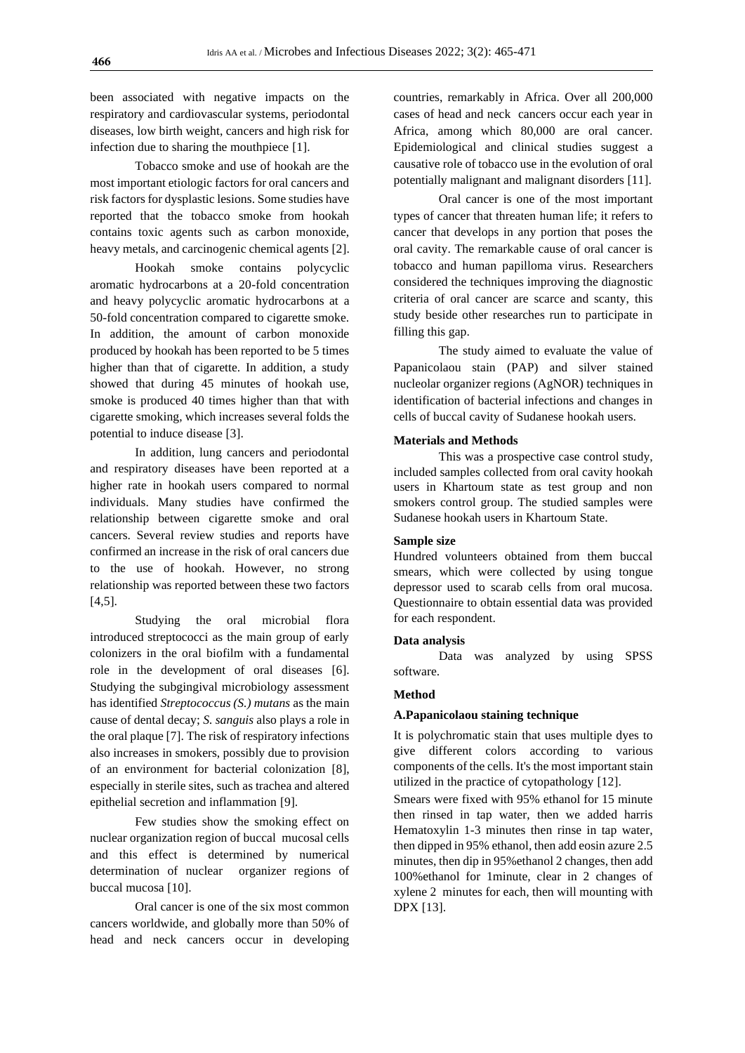been associated with negative impacts on the respiratory and cardiovascular systems, periodontal diseases, low birth weight, cancers and high risk for infection due to sharing the mouthpiece [1].

Tobacco smoke and use of hookah are the most important etiologic factors for oral cancers and risk factors for dysplastic lesions. Some studies have reported that the tobacco smoke from hookah contains toxic agents such as carbon monoxide, heavy metals, and carcinogenic chemical agents [2].

Hookah smoke contains polycyclic aromatic hydrocarbons at a 20-fold concentration and heavy polycyclic aromatic hydrocarbons at a 50-fold concentration compared to cigarette smoke. In addition, the amount of carbon monoxide produced by hookah has been reported to be 5 times higher than that of cigarette. In addition, a study showed that during 45 minutes of hookah use, smoke is produced 40 times higher than that with cigarette smoking, which increases several folds the potential to induce disease [3].

In addition, lung cancers and periodontal and respiratory diseases have been reported at a higher rate in hookah users compared to normal individuals. Many studies have confirmed the relationship between cigarette smoke and oral cancers. Several review studies and reports have confirmed an increase in the risk of oral cancers due to the use of hookah. However, no strong relationship was reported between these two factors [4,5].

Studying the oral microbial flora introduced streptococci as the main group of early colonizers in the oral biofilm with a fundamental role in the development of oral diseases [6]. Studying the subgingival microbiology assessment has identified *Streptococcus (S.) mutans* as the main cause of dental decay; *S. sanguis* also plays a role in the oral plaque [7]. The risk of respiratory infections also increases in smokers, possibly due to provision of an environment for bacterial colonization [8], especially in sterile sites, such as trachea and altered epithelial secretion and inflammation [9].

Few studies show the smoking effect on nuclear organization region of buccal mucosal cells and this effect is determined by numerical determination of nuclear organizer regions of buccal mucosa [10].

Oral cancer is one of the six most common cancers worldwide, and globally more than 50% of head and neck cancers occur in developing countries, remarkably in Africa. Over all 200,000 cases of head and neck cancers occur each year in Africa, among which 80,000 are oral cancer. Epidemiological and clinical studies suggest a causative role of tobacco use in the evolution of oral potentially malignant and malignant disorders [11].

Oral cancer is one of the most important types of cancer that threaten human life; it refers to cancer that develops in any portion that poses the oral cavity. The remarkable cause of oral cancer is tobacco and human papilloma virus. Researchers considered the techniques improving the diagnostic criteria of oral cancer are scarce and scanty, this study beside other researches run to participate in filling this gap.

The study aimed to evaluate the value of Papanicolaou stain (PAP) and silver stained nucleolar organizer regions (AgNOR) techniques in identification of bacterial infections and changes in cells of buccal cavity of Sudanese hookah users.

## Materials and Methods

This was a prospective case control study, included samples collected from oral cavity hookah users in Khartoum state as test group and non smokers control group. The studied samples were Sudanese hookah users in Khartoum State.

### Sample size

Hundred volunteers obtained from them buccal smears, which were collected by using tongue depressor used to scarab cells from oral mucosa. Questionnaire to obtain essential data was provided for each respondent.

### Data analysis

Data was analyzed by using SPSS software.

### Method

#### A.Papanicolaou staining technique

It is polychromatic stain that uses multiple dyes to give different colors according to various components of the cells. It's the most important stain utilized in the practice of cytopathology [12].

Smears were fixed with 95% ethanol for 15 minute then rinsed in tap water, then we added harris Hematoxylin 1-3 minutes then rinse in tap water, then dipped in 95% ethanol, then add eosin azure 2.5 minutes, then dip in 95%ethanol 2 changes, then add 100%ethanol for 1minute, clear in 2 changes of xylene 2 minutes for each, then will mounting with DPX [13].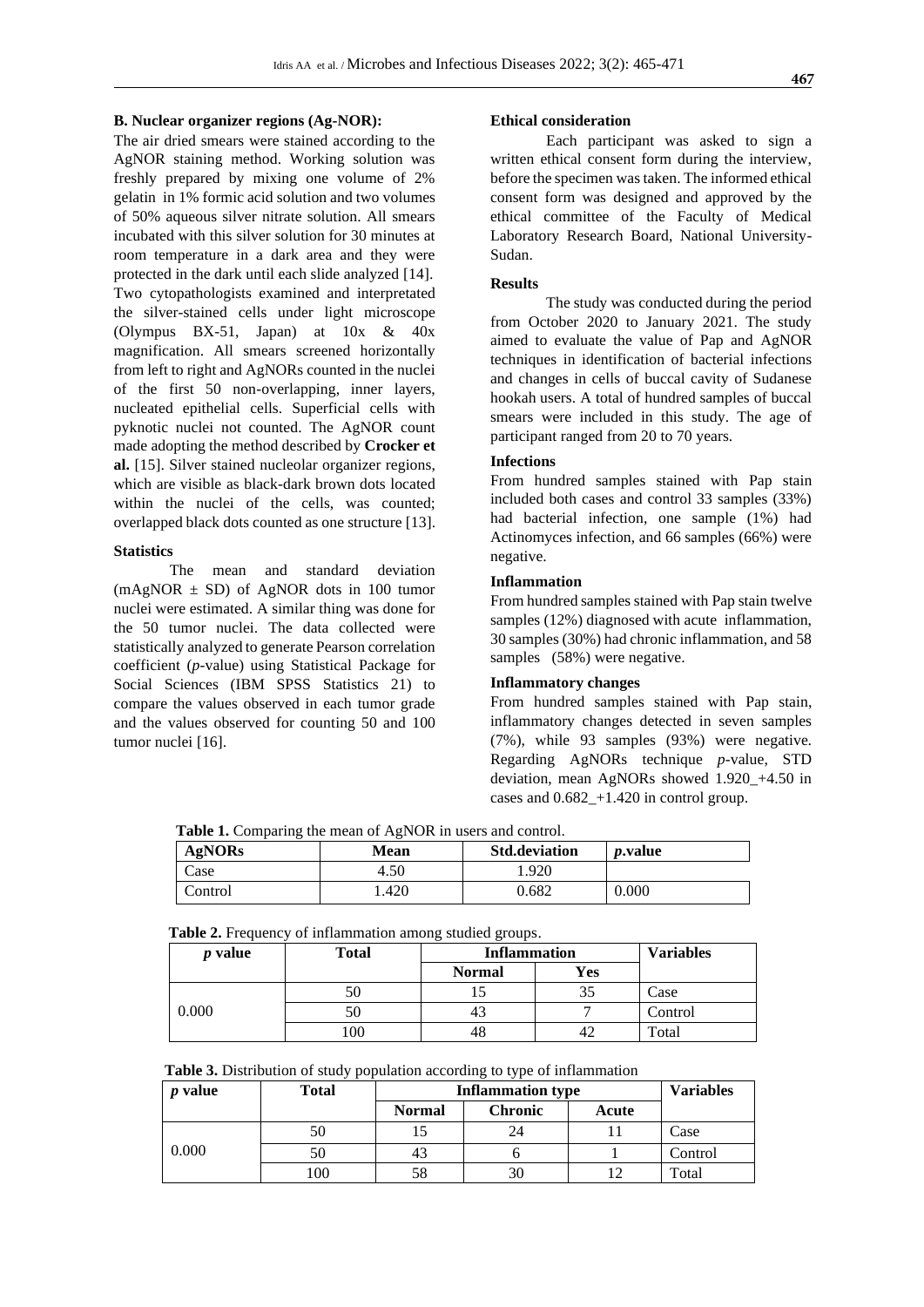**B. Nuclear organizer regions (Ag-NOR):**

The air dried smears were stained according to the AgNOR staining method. Working solution was freshly prepared by mixing one volume of 2% gelatin in 1% formic acid solution and two volumes of 50% aqueous silver nitrate solution. All smears incubated with this silver solution for 30 minutes at room temperature in a dark area and they were protected in the dark until each slide analyzed [14]. Two cytopathologists examined and interpretated the silver-stained cells under light microscope (Olympus BX-51, Japan) at 10x & 40x magnification. All smears screened horizontally from left to right and AgNORs counted in the nuclei of the first 50 non-overlapping, inner layers, nucleated epithelial cells. Superficial cells with pyknotic nuclei not counted. The AgNOR count made adopting the method described by **Crocker et al.** [15]. Silver stained nucleolar organizer regions, which are visible as black-dark brown dots located within the nuclei of the cells, was counted; overlapped black dots counted as one structure [13].

**Statistics**

The mean and standard deviation (mAgNOR ± SD) of AgNOR dots in 100 tumor nuclei were estimated. A similar thing was done for the 50 tumor nuclei. The data collected were statistically analyzed to generate Pearson correlation coefficient (*p*-value) using Statistical Package for Social Sciences (IBM SPSS Statistics 21) to compare the values observed in each tumor grade and the values observed for counting 50 and 100 tumor nuclei [16].

**Ethical consideration**

Each participant was asked to sign a written ethical consent form during the interview, before the specimen was taken. The informed ethical consent form was designed and approved by the ethical committee of the Faculty of Medical Laboratory Research Board, National University-Sudan.

**Results**

The study was conducted during the period from October 2020 to January 2021. The study aimed to evaluate the value of Pap and AgNOR techniques in identification of bacterial infections and changes in cells of buccal cavity of Sudanese hookah users. A total of hundred samples of buccal smears were included in this study. The age of participant ranged from 20 to 70 years.

**Infections**

From hundred samples stained with Pap stain included both cases and control 33 samples (33%) had bacterial infection, one sample (1%) had Actinomyces infection, and 66 samples (66%) were negative.

**Inflammation**

From hundred samples stained with Pap stain twelve samples (12%) diagnosed with acute inflammation, 30 samples (30%) had chronic inflammation, and 58 samples (58%) were negative.

**Inflammatory changes**

From hundred samples stained with Pap stain, inflammatory changes detected in seven samples (7%), while 93 samples (93%) were negative. Regarding AgNORs technique *p*-value, STD deviation, mean AgNORs showed 1.920_+4.50 in cases and 0.682_+1.420 in control group.

**Table 1.** Comparing the mean of AgNOR in users and control.

| AgNORs | Mean | Std.deviation | *p*.value |
|---|---|---|---|
| Case | 4.50 | 1.920 | |
| Control | 1.420 | 0.682 | 0.000 |

**Table 2.** Frequency of inflammation among studied groups.

| *p* value | Total | Inflammation | | Variables |
|---|---|---|---|---|
| | | Normal | Yes | |
| 0.000 | 50 | 15 | 35 | Case |
| | 50 | 43 | 7 | Control |
| | 100 | 48 | 42 | Total |

**Table 3.** Distribution of study population according to type of inflammation

| *p* value | Total | Inflammation type | | | Variables |
|---|---|---|---|---|---|
| | | Normal | Chronic | Acute | |
| 0.000 | 50 | 15 | 24 | 11 | Case |
| | 50 | 43 | 6 | 1 | Control |
| | 100 | 58 | 30 | 12 | Total |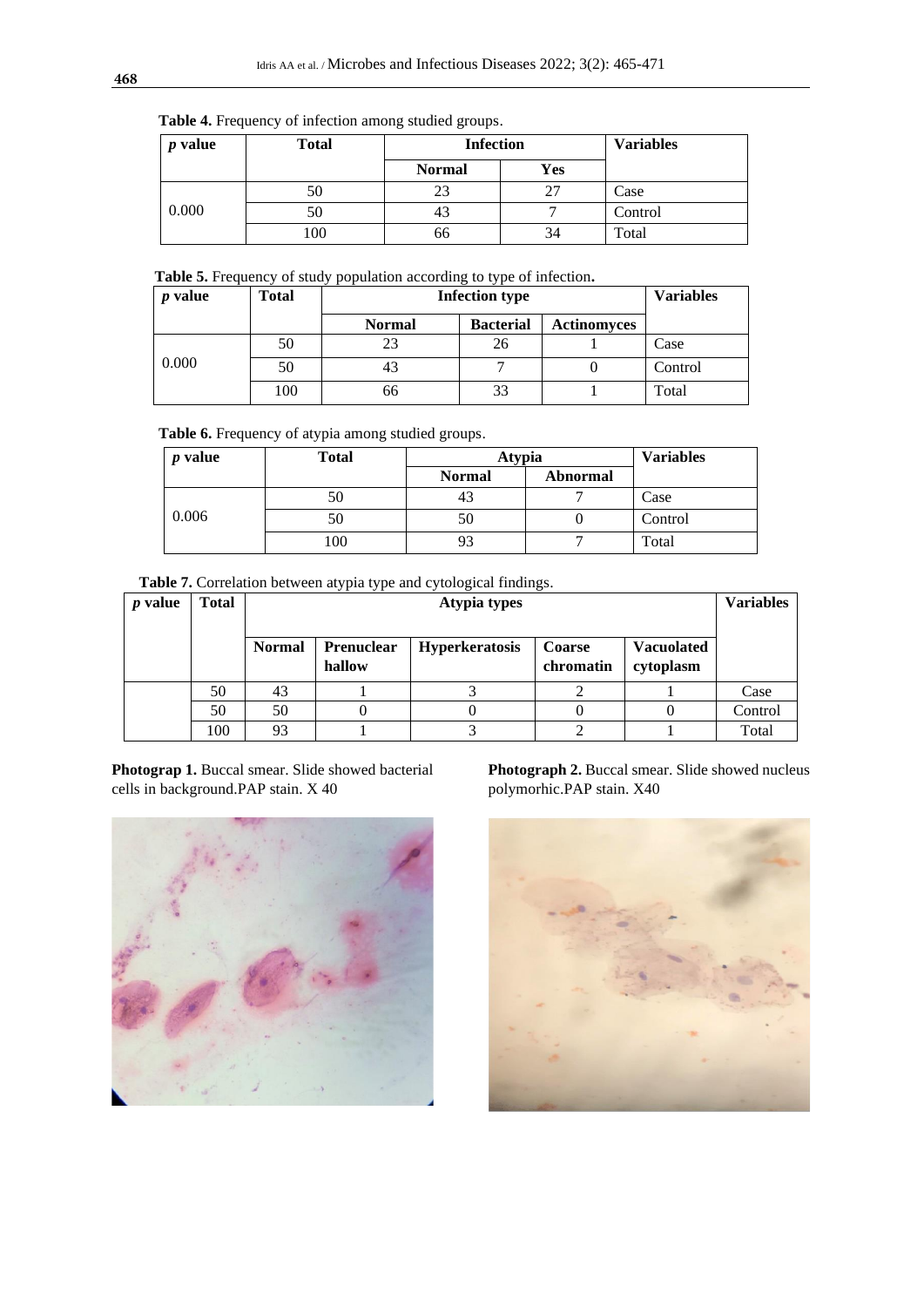**Table 4.** Frequency of infection among studied groups.

| *p* value | Total | Infection | | Variables |
|---|---|---|---|---|
| | | Normal | Yes | |
| 0.000 | 50 | 23 | 27 | Case |
| | 50 | 43 | 7 | Control |
| | 100 | 66 | 34 | Total |

**Table 5.** Frequency of study population according to type of infection**.**

| *p* value | Total | Infection type | | | Variables |
|---|---|---|---|---|---|
| | | Normal | Bacterial | Actinomyces | |
| 0.000 | 50 | 23 | 26 | 1 | Case |
| | 50 | 43 | 7 | 0 | Control |
| | 100 | 66 | 33 | 1 | Total |

**Table 6.** Frequency of atypia among studied groups.

| *p* value | Total | Atypia | | Variables |
|---|---|---|---|---|
| | | Normal | Abnormal | |
| 0.006 | 50 | 43 | 7 | Case |
| | 50 | 50 | 0 | Control |
| | 100 | 93 | 7 | Total |

**Table 7.** Correlation between atypia type and cytological findings.

| *p* value | Total | Atypia types | | | | | Variables |
|---|---|---|---|---|---|---|---|
| | | Normal | Prenuclear hallow | Hyperkeratosis | Coarse chromatin | Vacuolated cytoplasm | |
| | 50 | 43 | 1 | 3 | 2 | 1 | Case |
| | 50 | 50 | 0 | 0 | 0 | 0 | Control |
| | 100 | 93 | 1 | 3 | 2 | 1 | Total |

**Photograp 1.** Buccal smear. Slide showed bacterial cells in background.PAP stain. X 40

**Photograph 2.** Buccal smear. Slide showed nucleus polymorhic.PAP stain. X40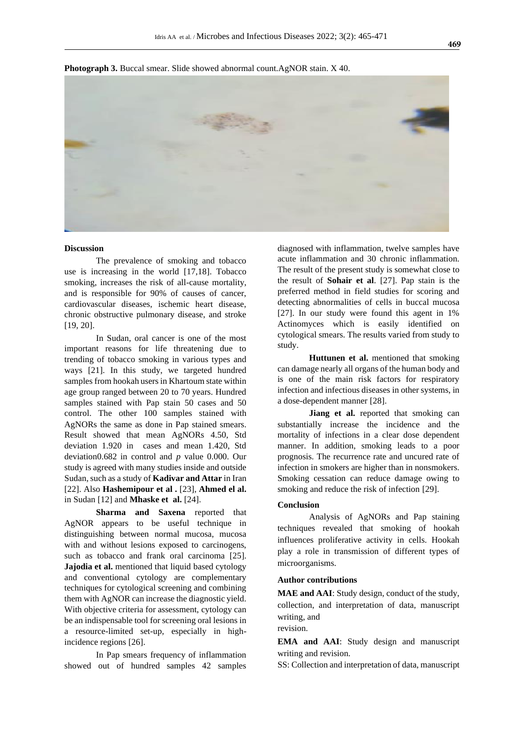**Photograph 3.** Buccal smear. Slide showed abnormal count.AgNOR stain. X 40.

## Discussion

The prevalence of smoking and tobacco use is increasing in the world [17,18]. Tobacco smoking, increases the risk of all-cause mortality, and is responsible for 90% of causes of cancer, cardiovascular diseases, ischemic heart disease, chronic obstructive pulmonary disease, and stroke [19, 20].

In Sudan, oral cancer is one of the most important reasons for life threatening due to trending of tobacco smoking in various types and ways [21]. In this study, we targeted hundred samples from hookah users in Khartoum state within age group ranged between 20 to 70 years. Hundred samples stained with Pap stain 50 cases and 50 control. The other 100 samples stained with AgNORs the same as done in Pap stained smears. Result showed that mean AgNORs 4.50, Std deviation 1.920 in cases and mean 1.420, Std deviation0.682 in control and *p* value 0.000. Our study is agreed with many studies inside and outside Sudan, such as a study of **Kadivar and Attar** in Iran [22]. Also **Hashemipour et al .** [23], **Ahmed el al.** in Sudan [12] and **Mhaske et al.** [24].

**Sharma and Saxena** reported that AgNOR appears to be useful technique in distinguishing between normal mucosa, mucosa with and without lesions exposed to carcinogens, such as tobacco and frank oral carcinoma [25]. **Jajodia et al.** mentioned that liquid based cytology and conventional cytology are complementary techniques for cytological screening and combining them with AgNOR can increase the diagnostic yield. With objective criteria for assessment, cytology can be an indispensable tool for screening oral lesions in a resource-limited set-up, especially in high-incidence regions [26].

In Pap smears frequency of inflammation showed out of hundred samples 42 samples diagnosed with inflammation, twelve samples have acute inflammation and 30 chronic inflammation. The result of the present study is somewhat close to the result of **Sohair et al**. [27]. Pap stain is the preferred method in field studies for scoring and detecting abnormalities of cells in buccal mucosa [27]. In our study were found this agent in 1% Actinomyces which is easily identified on cytological smears. The results varied from study to study.

**Huttunen et al.** mentioned that smoking can damage nearly all organs of the human body and is one of the main risk factors for respiratory infection and infectious diseases in other systems, in a dose-dependent manner [28].

**Jiang et al.** reported that smoking can substantially increase the incidence and the mortality of infections in a clear dose dependent manner. In addition, smoking leads to a poor prognosis. The recurrence rate and uncured rate of infection in smokers are higher than in nonsmokers. Smoking cessation can reduce damage owing to smoking and reduce the risk of infection [29].

## Conclusion

Analysis of AgNORs and Pap staining techniques revealed that smoking of hookah influences proliferative activity in cells. Hookah play a role in transmission of different types of microorganisms.

## Author contributions

**MAE and AAI**: Study design, conduct of the study, collection, and interpretation of data, manuscript writing, and
revision.

**EMA and AAI**: Study design and manuscript writing and revision.

SS: Collection and interpretation of data, manuscript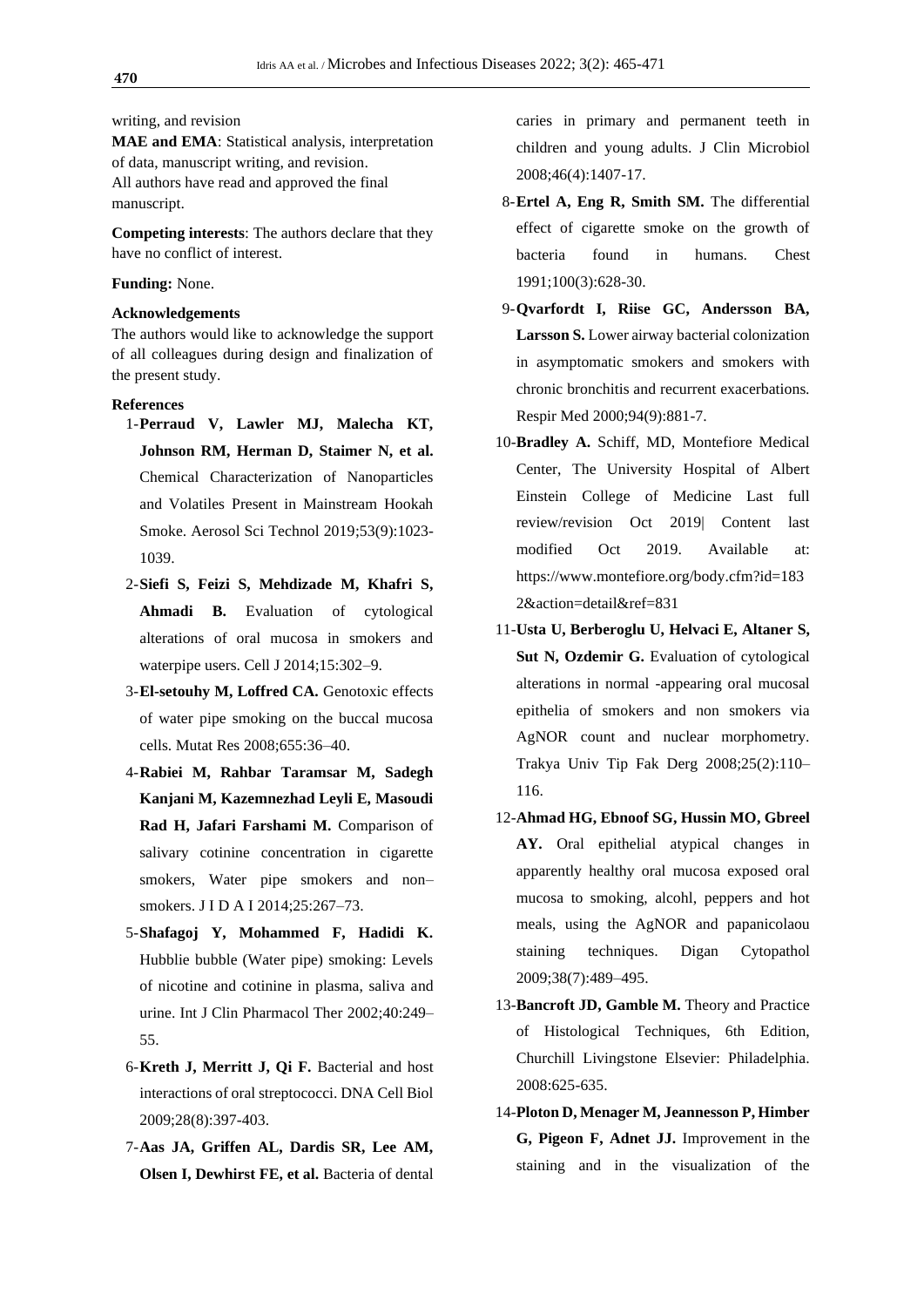writing, and revision

**MAE and EMA**: Statistical analysis, interpretation of data, manuscript writing, and revision.

All authors have read and approved the final manuscript.

**Competing interests**: The authors declare that they have no conflict of interest.

**Funding:** None.

**Acknowledgements**

The authors would like to acknowledge the support of all colleagues during design and finalization of the present study.

**References**

1- **Perraud V, Lawler MJ, Malecha KT, Johnson RM, Herman D, Staimer N, et al.** Chemical Characterization of Nanoparticles and Volatiles Present in Mainstream Hookah Smoke. Aerosol Sci Technol 2019;53(9):1023-1039.

2- **Siefi S, Feizi S, Mehdizade M, Khafri S, Ahmadi B.** Evaluation of cytological alterations of oral mucosa in smokers and waterpipe users. Cell J 2014;15:302–9.

3- **El-setouhy M, Loffred CA.** Genotoxic effects of water pipe smoking on the buccal mucosa cells. Mutat Res 2008;655:36–40.

4- **Rabiei M, Rahbar Taramsar M, Sadegh Kanjani M, Kazemnezhad Leyli E, Masoudi Rad H, Jafari Farshami M.** Comparison of salivary cotinine concentration in cigarette smokers, Water pipe smokers and non–smokers. J I D A I 2014;25:267–73.

5- **Shafagoj Y, Mohammed F, Hadidi K.** Hubblie bubble (Water pipe) smoking: Levels of nicotine and cotinine in plasma, saliva and urine. Int J Clin Pharmacol Ther 2002;40:249–55.

6- **Kreth J, Merritt J, Qi F.** Bacterial and host interactions of oral streptococci. DNA Cell Biol 2009;28(8):397-403.

7- **Aas JA, Griffen AL, Dardis SR, Lee AM, Olsen I, Dewhirst FE, et al.** Bacteria of dental caries in primary and permanent teeth in children and young adults. J Clin Microbiol 2008;46(4):1407-17.

8- **Ertel A, Eng R, Smith SM.** The differential effect of cigarette smoke on the growth of bacteria found in humans. Chest 1991;100(3):628-30.

9- **Qvarfordt I, Riise GC, Andersson BA, Larsson S.** Lower airway bacterial colonization in asymptomatic smokers and smokers with chronic bronchitis and recurrent exacerbations. Respir Med 2000;94(9):881-7.

10- **Bradley A.** Schiff, MD, Montefiore Medical Center, The University Hospital of Albert Einstein College of Medicine Last full review/revision Oct 2019| Content last modified Oct 2019. Available at: https://www.montefiore.org/body.cfm?id=1832&action=detail&ref=831

11- **Usta U, Berberoglu U, Helvaci E, Altaner S, Sut N, Ozdemir G.** Evaluation of cytological alterations in normal -appearing oral mucosal epithelia of smokers and non smokers via AgNOR count and nuclear morphometry. Trakya Univ Tip Fak Derg 2008;25(2):110–116.

12- **Ahmad HG, Ebnoof SG, Hussin MO, Gbreel AY.** Oral epithelial atypical changes in apparently healthy oral mucosa exposed oral mucosa to smoking, alcohl, peppers and hot meals, using the AgNOR and papanicolaou staining techniques. Digan Cytopathol 2009;38(7):489–495.

13- **Bancroft JD, Gamble M.** Theory and Practice of Histological Techniques, 6th Edition, Churchill Livingstone Elsevier: Philadelphia. 2008:625-635.

14- **Ploton D, Menager M, Jeannesson P, Himber G, Pigeon F, Adnet JJ.** Improvement in the staining and in the visualization of the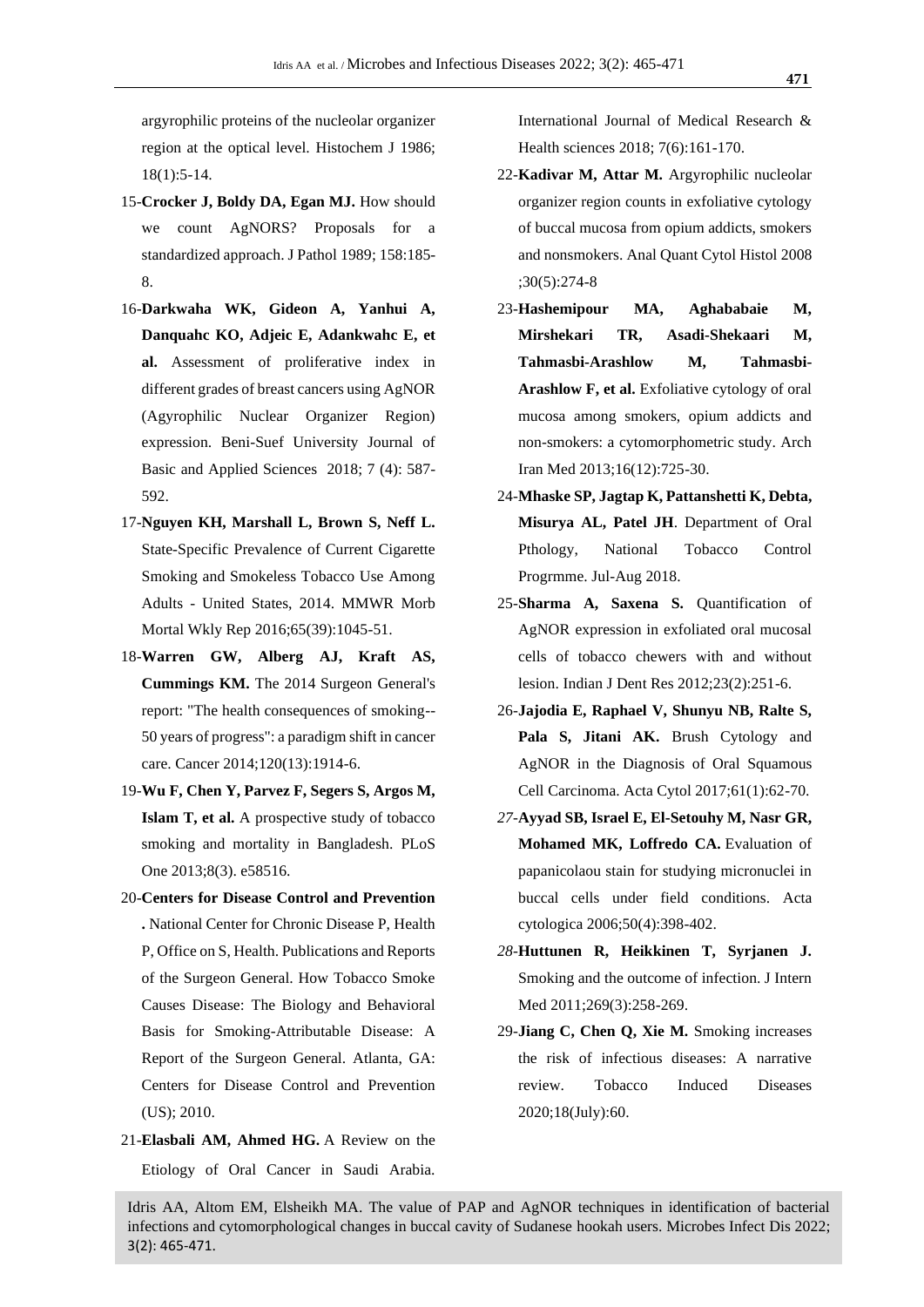argyrophilic proteins of the nucleolar organizer region at the optical level. Histochem J 1986; 18(1):5-14.

15-**Crocker J, Boldy DA, Egan MJ.** How should we count AgNORS? Proposals for a standardized approach. J Pathol 1989; 158:185-8.

16-**Darkwaha WK, Gideon A, Yanhui A, Danquahc KO, Adjeic E, Adankwahc E, et al.** Assessment of proliferative index in different grades of breast cancers using AgNOR (Agyrophilic Nuclear Organizer Region) expression. Beni-Suef University Journal of Basic and Applied Sciences 2018; 7 (4): 587-592.

17-**Nguyen KH, Marshall L, Brown S, Neff L.** State-Specific Prevalence of Current Cigarette Smoking and Smokeless Tobacco Use Among Adults - United States, 2014. MMWR Morb Mortal Wkly Rep 2016;65(39):1045-51.

18-**Warren GW, Alberg AJ, Kraft AS, Cummings KM.** The 2014 Surgeon General's report: "The health consequences of smoking--50 years of progress": a paradigm shift in cancer care. Cancer 2014;120(13):1914-6.

19-**Wu F, Chen Y, Parvez F, Segers S, Argos M, Islam T, et al.** A prospective study of tobacco smoking and mortality in Bangladesh. PLoS One 2013;8(3). e58516.

20-**Centers for Disease Control and Prevention .** National Center for Chronic Disease P, Health P, Office on S, Health. Publications and Reports of the Surgeon General. How Tobacco Smoke Causes Disease: The Biology and Behavioral Basis for Smoking-Attributable Disease: A Report of the Surgeon General. Atlanta, GA: Centers for Disease Control and Prevention (US); 2010.

21-**Elasbali AM, Ahmed HG.** A Review on the Etiology of Oral Cancer in Saudi Arabia. International Journal of Medical Research & Health sciences 2018; 7(6):161-170.

22-**Kadivar M, Attar M.** Argyrophilic nucleolar organizer region counts in exfoliative cytology of buccal mucosa from opium addicts, smokers and nonsmokers. Anal Quant Cytol Histol 2008 ;30(5):274-8

23-**Hashemipour MA, Aghababaie M, Mirshekari TR, Asadi-Shekaari M, Tahmasbi-Arashlow M, Tahmasbi-Arashlow F, et al.** Exfoliative cytology of oral mucosa among smokers, opium addicts and non-smokers: a cytomorphometric study. Arch Iran Med 2013;16(12):725-30.

24-**Mhaske SP, Jagtap K, Pattanshetti K, Debta, Misurya AL, Patel JH**. Department of Oral Pthology, National Tobacco Control Progrmme. Jul-Aug 2018.

25-**Sharma A, Saxena S.** Quantification of AgNOR expression in exfoliated oral mucosal cells of tobacco chewers with and without lesion. Indian J Dent Res 2012;23(2):251-6.

26-**Jajodia E, Raphael V, Shunyu NB, Ralte S, Pala S, Jitani AK.** Brush Cytology and AgNOR in the Diagnosis of Oral Squamous Cell Carcinoma. Acta Cytol 2017;61(1):62-70.

*27*-**Ayyad SB, Israel E, El-Setouhy M, Nasr GR, Mohamed MK, Loffredo CA.** Evaluation of papanicolaou stain for studying micronuclei in buccal cells under field conditions. Acta cytologica 2006;50(4):398-402.

*28*-**Huttunen R, Heikkinen T, Syrjanen J.** Smoking and the outcome of infection. J Intern Med 2011;269(3):258-269.

29-**Jiang C, Chen Q, Xie M.** Smoking increases the risk of infectious diseases: A narrative review. Tobacco Induced Diseases 2020;18(July):60.

Idris AA, Altom EM, Elsheikh MA. The value of PAP and AgNOR techniques in identification of bacterial infections and cytomorphological changes in buccal cavity of Sudanese hookah users. Microbes Infect Dis 2022; 3(2): 465-471.